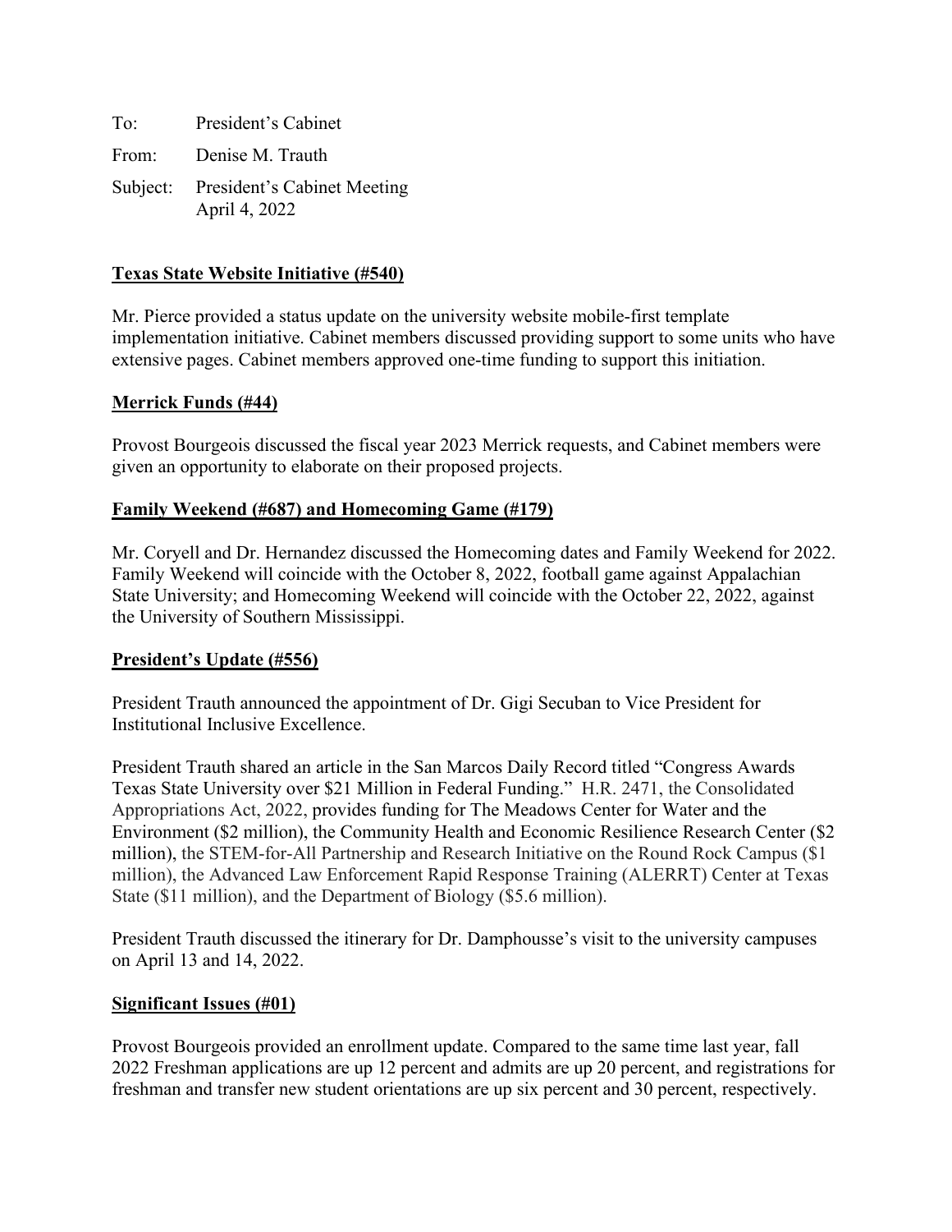To: President's Cabinet

From: Denise M. Trauth

Subject: President's Cabinet Meeting
April 4, 2022

**<u>Texas State Website Initiative (#540)</u>**

Mr. Pierce provided a status update on the university website mobile-first template implementation initiative. Cabinet members discussed providing support to some units who have extensive pages. Cabinet members approved one-time funding to support this initiation.

**<u>Merrick Funds (#44)</u>**

Provost Bourgeois discussed the fiscal year 2023 Merrick requests, and Cabinet members were given an opportunity to elaborate on their proposed projects.

**<u>Family Weekend (#687) and Homecoming Game (#179)</u>**

Mr. Coryell and Dr. Hernandez discussed the Homecoming dates and Family Weekend for 2022. Family Weekend will coincide with the October 8, 2022, football game against Appalachian State University; and Homecoming Weekend will coincide with the October 22, 2022, against the University of Southern Mississippi.

**<u>President's Update (#556)</u>**

President Trauth announced the appointment of Dr. Gigi Secuban to Vice President for Institutional Inclusive Excellence.

President Trauth shared an article in the San Marcos Daily Record titled "Congress Awards Texas State University over $21 Million in Federal Funding." H.R. 2471, the Consolidated Appropriations Act, 2022, provides funding for The Meadows Center for Water and the Environment ($2 million), the Community Health and Economic Resilience Research Center ($2 million), the STEM-for-All Partnership and Research Initiative on the Round Rock Campus ($1 million), the Advanced Law Enforcement Rapid Response Training (ALERRT) Center at Texas State ($11 million), and the Department of Biology ($5.6 million).

President Trauth discussed the itinerary for Dr. Damphousse's visit to the university campuses on April 13 and 14, 2022.

**<u>Significant Issues (#01)</u>**

Provost Bourgeois provided an enrollment update. Compared to the same time last year, fall 2022 Freshman applications are up 12 percent and admits are up 20 percent, and registrations for freshman and transfer new student orientations are up six percent and 30 percent, respectively.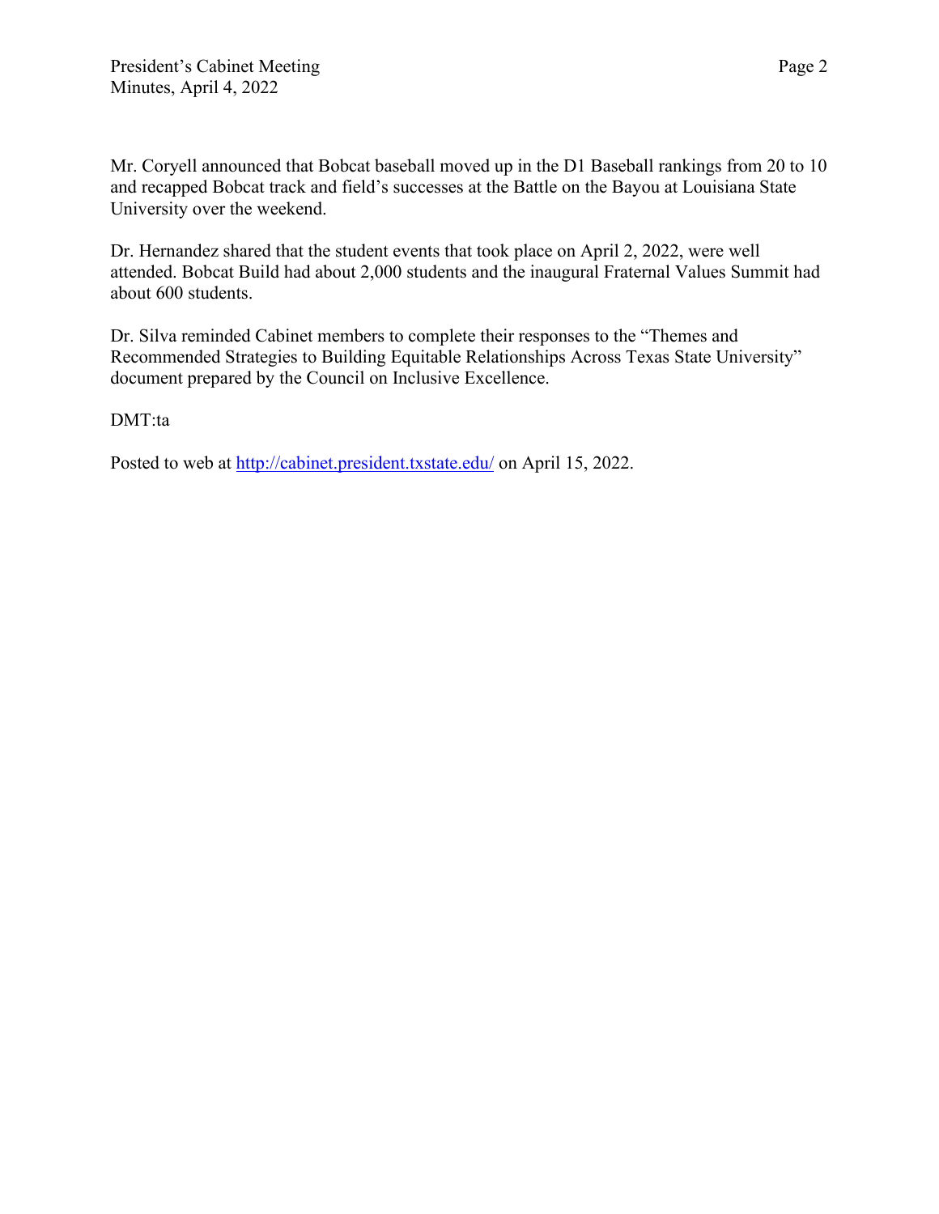Mr. Coryell announced that Bobcat baseball moved up in the D1 Baseball rankings from 20 to 10 and recapped Bobcat track and field's successes at the Battle on the Bayou at Louisiana State University over the weekend.

Dr. Hernandez shared that the student events that took place on April 2, 2022, were well attended. Bobcat Build had about 2,000 students and the inaugural Fraternal Values Summit had about 600 students.

Dr. Silva reminded Cabinet members to complete their responses to the "Themes and Recommended Strategies to Building Equitable Relationships Across Texas State University" document prepared by the Council on Inclusive Excellence.

DMT:ta

Posted to web at http://cabinet.president.txstate.edu/ on April 15, 2022.